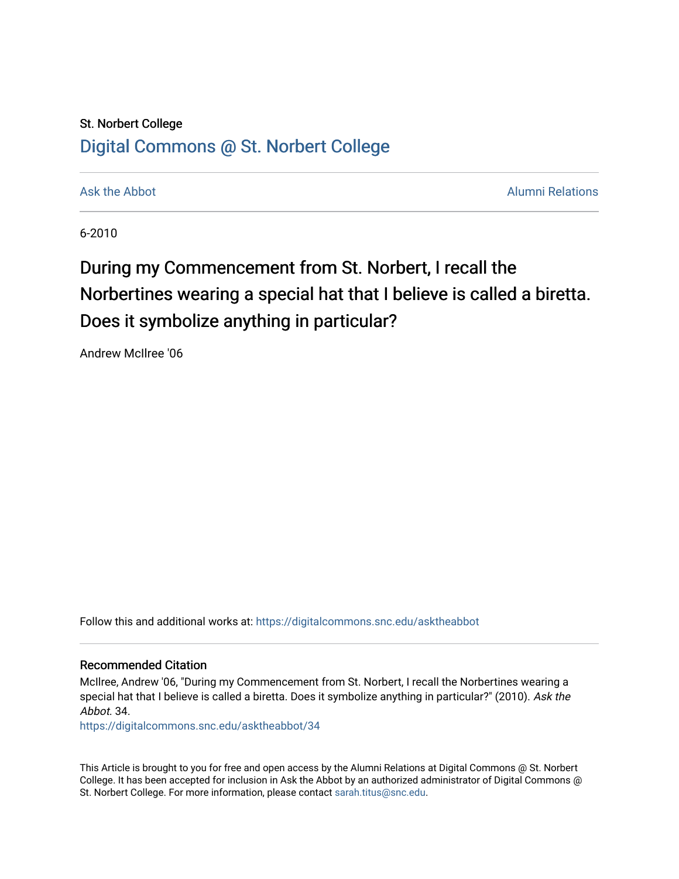St. Norbert College

# Digital Commons @ St. Norbert College

Ask the Abbot

Alumni Relations

6-2010

## During my Commencement from St. Norbert, I recall the Norbertines wearing a special hat that I believe is called a biretta. Does it symbolize anything in particular?

Andrew McIlree '06

Follow this and additional works at: https://digitalcommons.snc.edu/asktheabbot

### Recommended Citation

McIlree, Andrew '06, "During my Commencement from St. Norbert, I recall the Norbertines wearing a special hat that I believe is called a biretta. Does it symbolize anything in particular?" (2010). *Ask the Abbot*. 34.
https://digitalcommons.snc.edu/asktheabbot/34

This Article is brought to you for free and open access by the Alumni Relations at Digital Commons @ St. Norbert College. It has been accepted for inclusion in Ask the Abbot by an authorized administrator of Digital Commons @ St. Norbert College. For more information, please contact sarah.titus@snc.edu.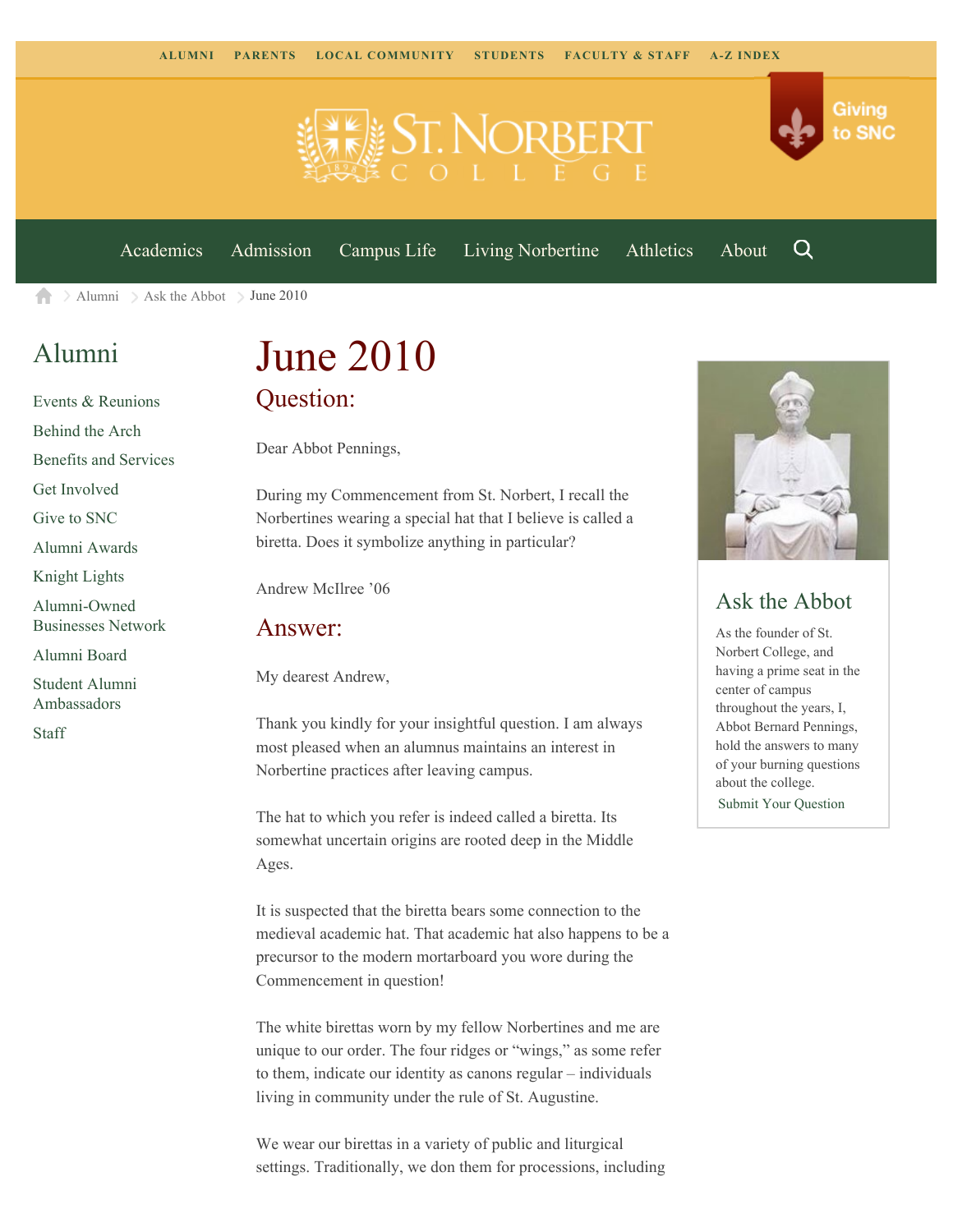ALUMNI PARENTS LOCAL COMMUNITY STUDENTS FACULTY & STAFF A-Z INDEX

Giving to SNC

Academics Admission Campus Life Living Norbertine Athletics About

Alumni > Ask the Abbot > June 2010

## Alumni

- Events & Reunions
- Behind the Arch
- Benefits and Services
- Get Involved
- Give to SNC
- Alumni Awards
- Knight Lights
- Alumni-Owned Businesses Network
- Alumni Board
- Student Alumni Ambassadors
- Staff

# June 2010

## Question:

Dear Abbot Pennings,

During my Commencement from St. Norbert, I recall the Norbertines wearing a special hat that I believe is called a biretta. Does it symbolize anything in particular?

Andrew McIlree '06

## Answer:

My dearest Andrew,

Thank you kindly for your insightful question. I am always most pleased when an alumnus maintains an interest in Norbertine practices after leaving campus.

The hat to which you refer is indeed called a biretta. Its somewhat uncertain origins are rooted deep in the Middle Ages.

It is suspected that the biretta bears some connection to the medieval academic hat. That academic hat also happens to be a precursor to the modern mortarboard you wore during the Commencement in question!

The white birettas worn by my fellow Norbertines and me are unique to our order. The four ridges or "wings," as some refer to them, indicate our identity as canons regular – individuals living in community under the rule of St. Augustine.

We wear our birettas in a variety of public and liturgical settings. Traditionally, we don them for processions, including

## Ask the Abbot

As the founder of St. Norbert College, and having a prime seat in the center of campus throughout the years, I, Abbot Bernard Pennings, hold the answers to many of your burning questions about the college.

Submit Your Question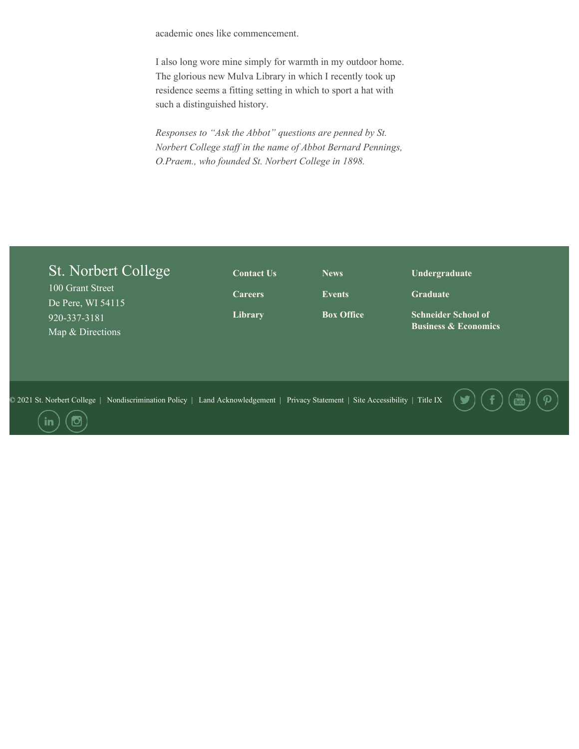academic ones like commencement.

I also long wore mine simply for warmth in my outdoor home. The glorious new Mulva Library in which I recently took up residence seems a fitting setting in which to sport a hat with such a distinguished history.

*Responses to "Ask the Abbot" questions are penned by St. Norbert College staff in the name of Abbot Bernard Pennings, O.Praem., who founded St. Norbert College in 1898.*

St. Norbert College
100 Grant Street
De Pere, WI 54115
920-337-3181
Map & Directions

**Contact Us**

**Careers**

**Library**

**News**

**Events**

**Box Office**

**Undergraduate**

**Graduate**

**Schneider School of Business & Economics**

© 2021 St. Norbert College | Nondiscrimination Policy | Land Acknowledgement | Privacy Statement | Site Accessibility | Title IX